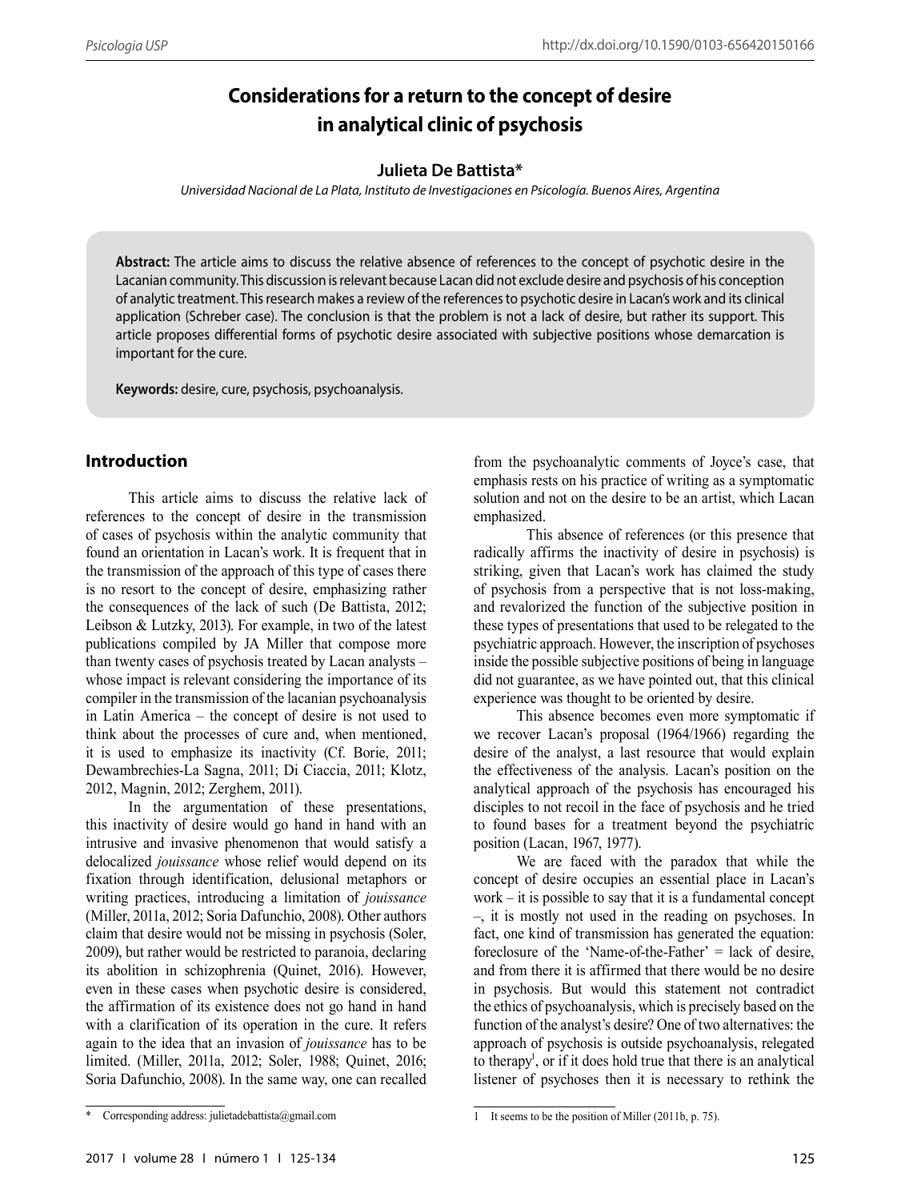# Considerations for a return to the concept of desire in analytical clinic of psychosis

**Julieta De Battista***

*Universidad Nacional de La Plata, Instituto de Investigaciones en Psicología. Buenos Aires, Argentina*

**Abstract:** The article aims to discuss the relative absence of references to the concept of psychotic desire in the Lacanian community. This discussion is relevant because Lacan did not exclude desire and psychosis of his conception of analytic treatment. This research makes a review of the references to psychotic desire in Lacan's work and its clinical application (Schreber case). The conclusion is that the problem is not a lack of desire, but rather its support. This article proposes differential forms of psychotic desire associated with subjective positions whose demarcation is important for the cure.

**Keywords:** desire, cure, psychosis, psychoanalysis.

## Introduction

This article aims to discuss the relative lack of references to the concept of desire in the transmission of cases of psychosis within the analytic community that found an orientation in Lacan's work. It is frequent that in the transmission of the approach of this type of cases there is no resort to the concept of desire, emphasizing rather the consequences of the lack of such (De Battista, 2012; Leibson & Lutzky, 2013). For example, in two of the latest publications compiled by JA Miller that compose more than twenty cases of psychosis treated by Lacan analysts – whose impact is relevant considering the importance of its compiler in the transmission of the lacanian psychoanalysis in Latin America – the concept of desire is not used to think about the processes of cure and, when mentioned, it is used to emphasize its inactivity (Cf. Borie, 2011; Dewambrechies-La Sagna, 2011; Di Ciaccia, 2011; Klotz, 2012, Magnin, 2012; Zerghem, 2011).

In the argumentation of these presentations, this inactivity of desire would go hand in hand with an intrusive and invasive phenomenon that would satisfy a delocalized *jouissance* whose relief would depend on its fixation through identification, delusional metaphors or writing practices, introducing a limitation of *jouissance* (Miller, 2011a, 2012; Soria Dafunchio, 2008). Other authors claim that desire would not be missing in psychosis (Soler, 2009), but rather would be restricted to paranoia, declaring its abolition in schizophrenia (Quinet, 2016). However, even in these cases when psychotic desire is considered, the affirmation of its existence does not go hand in hand with a clarification of its operation in the cure. It refers again to the idea that an invasion of *jouissance* has to be limited. (Miller, 2011a, 2012; Soler, 1988; Quinet, 2016; Soria Dafunchio, 2008). In the same way, one can recalled from the psychoanalytic comments of Joyce's case, that emphasis rests on his practice of writing as a symptomatic solution and not on the desire to be an artist, which Lacan emphasized.

This absence of references (or this presence that radically affirms the inactivity of desire in psychosis) is striking, given that Lacan's work has claimed the study of psychosis from a perspective that is not loss-making, and revalorized the function of the subjective position in these types of presentations that used to be relegated to the psychiatric approach. However, the inscription of psychoses inside the possible subjective positions of being in language did not guarantee, as we have pointed out, that this clinical experience was thought to be oriented by desire.

This absence becomes even more symptomatic if we recover Lacan's proposal (1964/1966) regarding the desire of the analyst, a last resource that would explain the effectiveness of the analysis. Lacan's position on the analytical approach of the psychosis has encouraged his disciples to not recoil in the face of psychosis and he tried to found bases for a treatment beyond the psychiatric position (Lacan, 1967, 1977).

We are faced with the paradox that while the concept of desire occupies an essential place in Lacan's work – it is possible to say that it is a fundamental concept –, it is mostly not used in the reading on psychoses. In fact, one kind of transmission has generated the equation: foreclosure of the 'Name-of-the-Father' = lack of desire, and from there it is affirmed that there would be no desire in psychosis. But would this statement not contradict the ethics of psychoanalysis, which is precisely based on the function of the analyst's desire? One of two alternatives: the approach of psychosis is outside psychoanalysis, relegated to therapy[1], or if it does hold true that there is an analytical listener of psychoses then it is necessary to rethink the

---

\* Corresponding address: julietadebattista@gmail.com

[1] It seems to be the position of Miller (2011b, p. 75).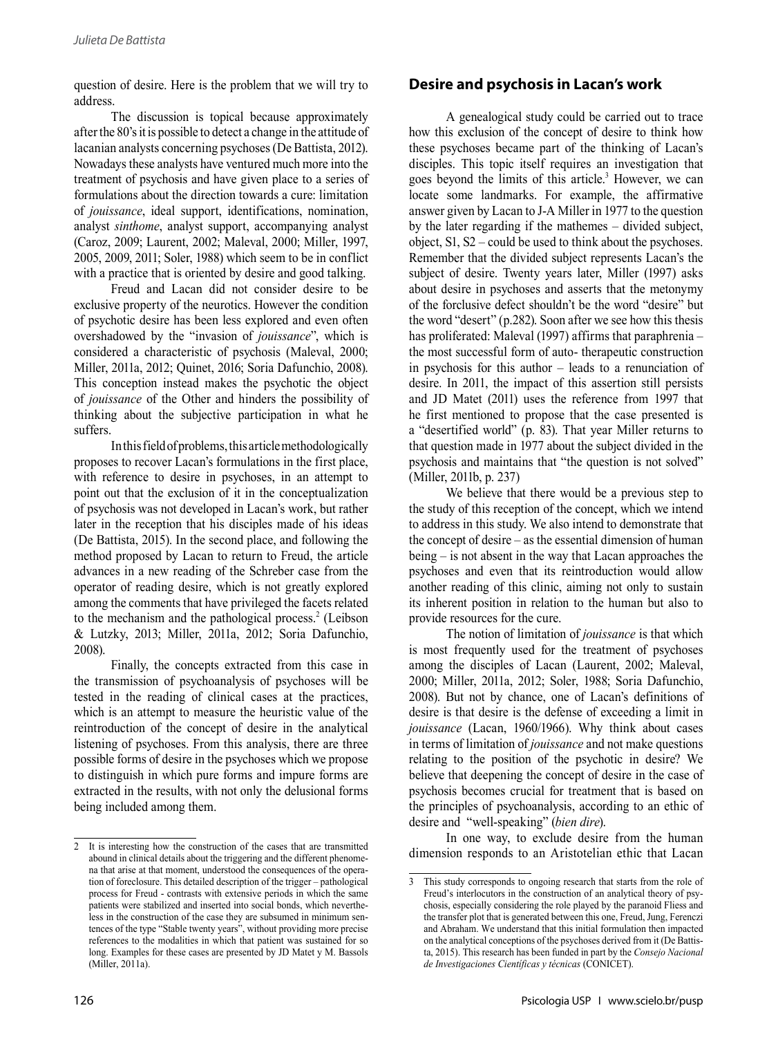question of desire. Here is the problem that we will try to address.

The discussion is topical because approximately after the 80's it is possible to detect a change in the attitude of lacanian analysts concerning psychoses (De Battista, 2012). Nowadays these analysts have ventured much more into the treatment of psychosis and have given place to a series of formulations about the direction towards a cure: limitation of *jouissance*, ideal support, identifications, nomination, analyst *sinthome*, analyst support, accompanying analyst (Caroz, 2009; Laurent, 2002; Maleval, 2000; Miller, 1997, 2005, 2009, 2011; Soler, 1988) which seem to be in conflict with a practice that is oriented by desire and good talking.

Freud and Lacan did not consider desire to be exclusive property of the neurotics. However the condition of psychotic desire has been less explored and even often overshadowed by the "invasion of *jouissance*", which is considered a characteristic of psychosis (Maleval, 2000; Miller, 2011a, 2012; Quinet, 2016; Soria Dafunchio, 2008). This conception instead makes the psychotic the object of *jouissance* of the Other and hinders the possibility of thinking about the subjective participation in what he suffers.

In this field of problems, this article methodologically proposes to recover Lacan's formulations in the first place, with reference to desire in psychoses, in an attempt to point out that the exclusion of it in the conceptualization of psychosis was not developed in Lacan's work, but rather later in the reception that his disciples made of his ideas (De Battista, 2015). In the second place, and following the method proposed by Lacan to return to Freud, the article advances in a new reading of the Schreber case from the operator of reading desire, which is not greatly explored among the comments that have privileged the facets related to the mechanism and the pathological process.[2] (Leibson & Lutzky, 2013; Miller, 2011a, 2012; Soria Dafunchio, 2008).

Finally, the concepts extracted from this case in the transmission of psychoanalysis of psychoses will be tested in the reading of clinical cases at the practices, which is an attempt to measure the heuristic value of the reintroduction of the concept of desire in the analytical listening of psychoses. From this analysis, there are three possible forms of desire in the psychoses which we propose to distinguish in which pure forms and impure forms are extracted in the results, with not only the delusional forms being included among them.

## Desire and psychosis in Lacan's work

A genealogical study could be carried out to trace how this exclusion of the concept of desire to think how these psychoses became part of the thinking of Lacan's disciples. This topic itself requires an investigation that goes beyond the limits of this article.[3] However, we can locate some landmarks. For example, the affirmative answer given by Lacan to J-A Miller in 1977 to the question by the later regarding if the mathemes – divided subject, object, S1, S2 – could be used to think about the psychoses. Remember that the divided subject represents Lacan's the subject of desire. Twenty years later, Miller (1997) asks about desire in psychoses and asserts that the metonymy of the forclusive defect shouldn't be the word "desire" but the word "desert" (p.282). Soon after we see how this thesis has proliferated: Maleval (1997) affirms that paraphrenia – the most successful form of auto- therapeutic construction in psychosis for this author – leads to a renunciation of desire. In 2011, the impact of this assertion still persists and JD Matet (2011) uses the reference from 1997 that he first mentioned to propose that the case presented is a "desertified world" (p. 83). That year Miller returns to that question made in 1977 about the subject divided in the psychosis and maintains that "the question is not solved" (Miller, 2011b, p. 237)

We believe that there would be a previous step to the study of this reception of the concept, which we intend to address in this study. We also intend to demonstrate that the concept of desire – as the essential dimension of human being – is not absent in the way that Lacan approaches the psychoses and even that its reintroduction would allow another reading of this clinic, aiming not only to sustain its inherent position in relation to the human but also to provide resources for the cure.

The notion of limitation of *jouissance* is that which is most frequently used for the treatment of psychoses among the disciples of Lacan (Laurent, 2002; Maleval, 2000; Miller, 2011a, 2012; Soler, 1988; Soria Dafunchio, 2008). But not by chance, one of Lacan's definitions of desire is that desire is the defense of exceeding a limit in *jouissance* (Lacan, 1960/1966). Why think about cases in terms of limitation of *jouissance* and not make questions relating to the position of the psychotic in desire? We believe that deepening the concept of desire in the case of psychosis becomes crucial for treatment that is based on the principles of psychoanalysis, according to an ethic of desire and "well-speaking" (*bien dire*).

In one way, to exclude desire from the human dimension responds to an Aristotelian ethic that Lacan

---

2 It is interesting how the construction of the cases that are transmitted abound in clinical details about the triggering and the different phenomena that arise at that moment, understood the consequences of the operation of foreclosure. This detailed description of the trigger – pathological process for Freud - contrasts with extensive periods in which the same patients were stabilized and inserted into social bonds, which nevertheless in the construction of the case they are subsumed in minimum sentences of the type "Stable twenty years", without providing more precise references to the modalities in which that patient was sustained for so long. Examples for these cases are presented by JD Matet y M. Bassols (Miller, 2011a).

3 This study corresponds to ongoing research that starts from the role of Freud's interlocutors in the construction of an analytical theory of psychosis, especially considering the role played by the paranoid Fliess and the transfer plot that is generated between this one, Freud, Jung, Ferenczi and Abraham. We understand that this initial formulation then impacted on the analytical conceptions of the psychoses derived from it (De Battista, 2015). This research has been funded in part by the *Consejo Nacional de Investigaciones Científicas y técnicas* (CONICET).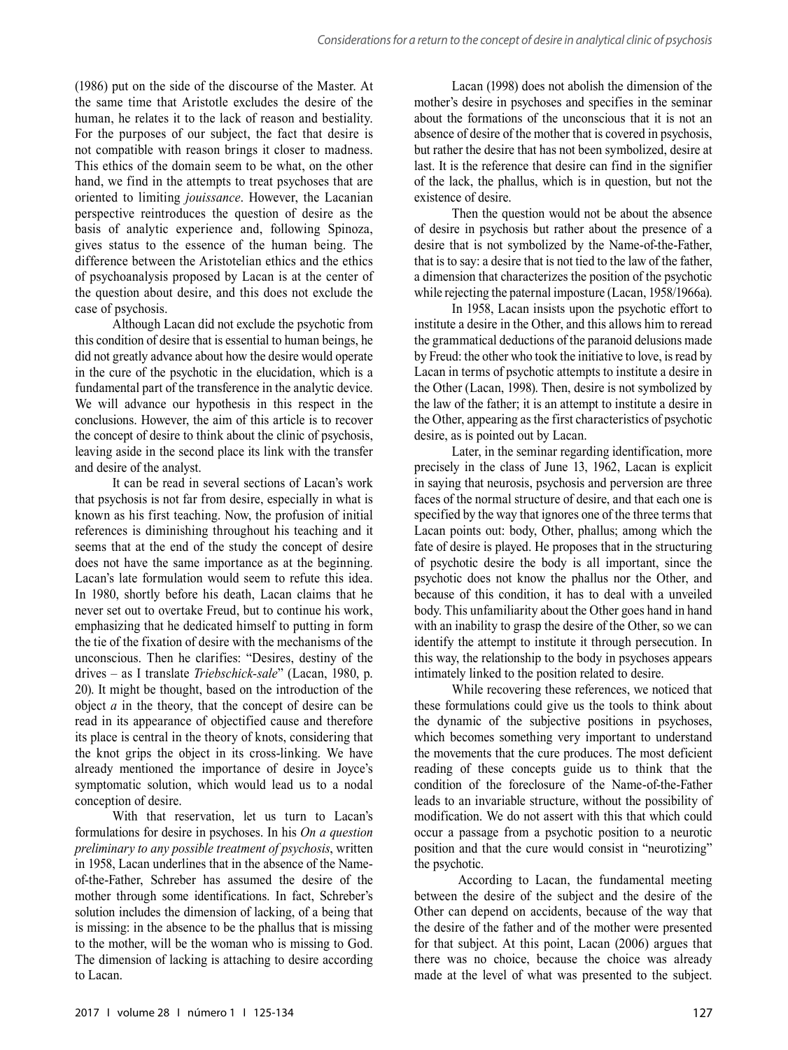(1986) put on the side of the discourse of the Master. At the same time that Aristotle excludes the desire of the human, he relates it to the lack of reason and bestiality. For the purposes of our subject, the fact that desire is not compatible with reason brings it closer to madness. This ethics of the domain seem to be what, on the other hand, we find in the attempts to treat psychoses that are oriented to limiting *jouissance*. However, the Lacanian perspective reintroduces the question of desire as the basis of analytic experience and, following Spinoza, gives status to the essence of the human being. The difference between the Aristotelian ethics and the ethics of psychoanalysis proposed by Lacan is at the center of the question about desire, and this does not exclude the case of psychosis.

Although Lacan did not exclude the psychotic from this condition of desire that is essential to human beings, he did not greatly advance about how the desire would operate in the cure of the psychotic in the elucidation, which is a fundamental part of the transference in the analytic device. We will advance our hypothesis in this respect in the conclusions. However, the aim of this article is to recover the concept of desire to think about the clinic of psychosis, leaving aside in the second place its link with the transfer and desire of the analyst.

It can be read in several sections of Lacan's work that psychosis is not far from desire, especially in what is known as his first teaching. Now, the profusion of initial references is diminishing throughout his teaching and it seems that at the end of the study the concept of desire does not have the same importance as at the beginning. Lacan's late formulation would seem to refute this idea. In 1980, shortly before his death, Lacan claims that he never set out to overtake Freud, but to continue his work, emphasizing that he dedicated himself to putting in form the tie of the fixation of desire with the mechanisms of the unconscious. Then he clarifies: "Desires, destiny of the drives – as I translate *Triebschick-sale*" (Lacan, 1980, p. 20). It might be thought, based on the introduction of the object *a* in the theory, that the concept of desire can be read in its appearance of objectified cause and therefore its place is central in the theory of knots, considering that the knot grips the object in its cross-linking. We have already mentioned the importance of desire in Joyce's symptomatic solution, which would lead us to a nodal conception of desire.

With that reservation, let us turn to Lacan's formulations for desire in psychoses. In his *On a question preliminary to any possible treatment of psychosis*, written in 1958, Lacan underlines that in the absence of the Name-of-the-Father, Schreber has assumed the desire of the mother through some identifications. In fact, Schreber's solution includes the dimension of lacking, of a being that is missing: in the absence to be the phallus that is missing to the mother, will be the woman who is missing to God. The dimension of lacking is attaching to desire according to Lacan.

Lacan (1998) does not abolish the dimension of the mother's desire in psychoses and specifies in the seminar about the formations of the unconscious that it is not an absence of desire of the mother that is covered in psychosis, but rather the desire that has not been symbolized, desire at last. It is the reference that desire can find in the signifier of the lack, the phallus, which is in question, but not the existence of desire.

Then the question would not be about the absence of desire in psychosis but rather about the presence of a desire that is not symbolized by the Name-of-the-Father, that is to say: a desire that is not tied to the law of the father, a dimension that characterizes the position of the psychotic while rejecting the paternal imposture (Lacan, 1958/1966a).

In 1958, Lacan insists upon the psychotic effort to institute a desire in the Other, and this allows him to reread the grammatical deductions of the paranoid delusions made by Freud: the other who took the initiative to love, is read by Lacan in terms of psychotic attempts to institute a desire in the Other (Lacan, 1998). Then, desire is not symbolized by the law of the father; it is an attempt to institute a desire in the Other, appearing as the first characteristics of psychotic desire, as is pointed out by Lacan.

Later, in the seminar regarding identification, more precisely in the class of June 13, 1962, Lacan is explicit in saying that neurosis, psychosis and perversion are three faces of the normal structure of desire, and that each one is specified by the way that ignores one of the three terms that Lacan points out: body, Other, phallus; among which the fate of desire is played. He proposes that in the structuring of psychotic desire the body is all important, since the psychotic does not know the phallus nor the Other, and because of this condition, it has to deal with a unveiled body. This unfamiliarity about the Other goes hand in hand with an inability to grasp the desire of the Other, so we can identify the attempt to institute it through persecution. In this way, the relationship to the body in psychoses appears intimately linked to the position related to desire.

While recovering these references, we noticed that these formulations could give us the tools to think about the dynamic of the subjective positions in psychoses, which becomes something very important to understand the movements that the cure produces. The most deficient reading of these concepts guide us to think that the condition of the foreclosure of the Name-of-the-Father leads to an invariable structure, without the possibility of modification. We do not assert with this that which could occur a passage from a psychotic position to a neurotic position and that the cure would consist in "neurotizing" the psychotic.

According to Lacan, the fundamental meeting between the desire of the subject and the desire of the Other can depend on accidents, because of the way that the desire of the father and of the mother were presented for that subject. At this point, Lacan (2006) argues that there was no choice, because the choice was already made at the level of what was presented to the subject.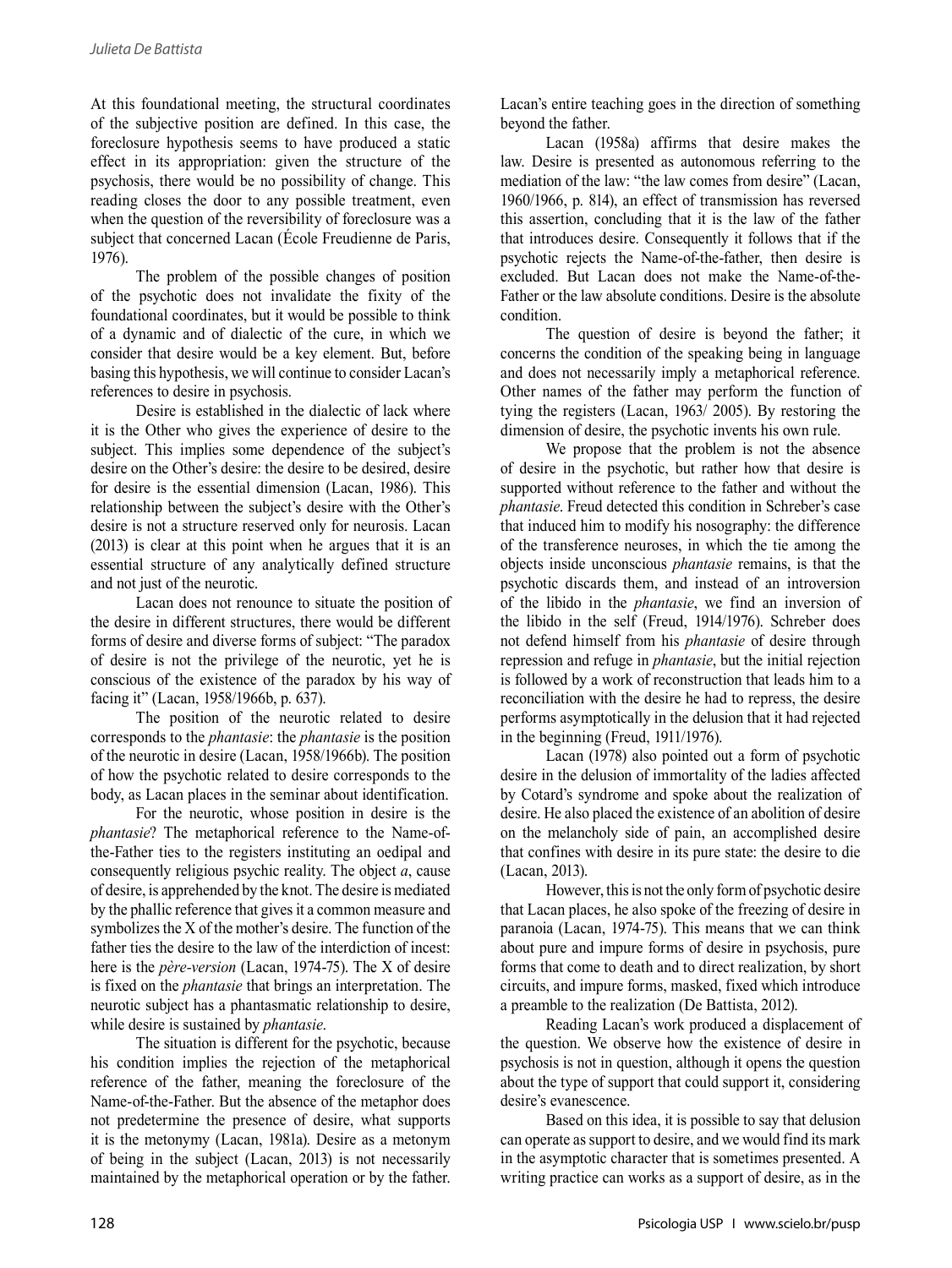At this foundational meeting, the structural coordinates of the subjective position are defined. In this case, the foreclosure hypothesis seems to have produced a static effect in its appropriation: given the structure of the psychosis, there would be no possibility of change. This reading closes the door to any possible treatment, even when the question of the reversibility of foreclosure was a subject that concerned Lacan (École Freudienne de Paris, 1976).

The problem of the possible changes of position of the psychotic does not invalidate the fixity of the foundational coordinates, but it would be possible to think of a dynamic and of dialectic of the cure, in which we consider that desire would be a key element. But, before basing this hypothesis, we will continue to consider Lacan's references to desire in psychosis.

Desire is established in the dialectic of lack where it is the Other who gives the experience of desire to the subject. This implies some dependence of the subject's desire on the Other's desire: the desire to be desired, desire for desire is the essential dimension (Lacan, 1986). This relationship between the subject's desire with the Other's desire is not a structure reserved only for neurosis. Lacan (2013) is clear at this point when he argues that it is an essential structure of any analytically defined structure and not just of the neurotic.

Lacan does not renounce to situate the position of the desire in different structures, there would be different forms of desire and diverse forms of subject: "The paradox of desire is not the privilege of the neurotic, yet he is conscious of the existence of the paradox by his way of facing it" (Lacan, 1958/1966b, p. 637).

The position of the neurotic related to desire corresponds to the *phantasie*: the *phantasie* is the position of the neurotic in desire (Lacan, 1958/1966b). The position of how the psychotic related to desire corresponds to the body, as Lacan places in the seminar about identification.

For the neurotic, whose position in desire is the *phantasie*? The metaphorical reference to the Name-of-the-Father ties to the registers instituting an oedipal and consequently religious psychic reality. The object *a*, cause of desire, is apprehended by the knot. The desire is mediated by the phallic reference that gives it a common measure and symbolizes the X of the mother's desire. The function of the father ties the desire to the law of the interdiction of incest: here is the *père-version* (Lacan, 1974-75). The X of desire is fixed on the *phantasie* that brings an interpretation. The neurotic subject has a phantasmatic relationship to desire, while desire is sustained by *phantasie*.

The situation is different for the psychotic, because his condition implies the rejection of the metaphorical reference of the father, meaning the foreclosure of the Name-of-the-Father. But the absence of the metaphor does not predetermine the presence of desire, what supports it is the metonymy (Lacan, 1981a). Desire as a metonym of being in the subject (Lacan, 2013) is not necessarily maintained by the metaphorical operation or by the father. Lacan's entire teaching goes in the direction of something beyond the father.

Lacan (1958a) affirms that desire makes the law. Desire is presented as autonomous referring to the mediation of the law: "the law comes from desire" (Lacan, 1960/1966, p. 814), an effect of transmission has reversed this assertion, concluding that it is the law of the father that introduces desire. Consequently it follows that if the psychotic rejects the Name-of-the-father, then desire is excluded. But Lacan does not make the Name-of-the-Father or the law absolute conditions. Desire is the absolute condition.

The question of desire is beyond the father; it concerns the condition of the speaking being in language and does not necessarily imply a metaphorical reference. Other names of the father may perform the function of tying the registers (Lacan, 1963/ 2005). By restoring the dimension of desire, the psychotic invents his own rule.

We propose that the problem is not the absence of desire in the psychotic, but rather how that desire is supported without reference to the father and without the *phantasie*. Freud detected this condition in Schreber's case that induced him to modify his nosography: the difference of the transference neuroses, in which the tie among the objects inside unconscious *phantasie* remains, is that the psychotic discards them, and instead of an introversion of the libido in the *phantasie*, we find an inversion of the libido in the self (Freud, 1914/1976). Schreber does not defend himself from his *phantasie* of desire through repression and refuge in *phantasie*, but the initial rejection is followed by a work of reconstruction that leads him to a reconciliation with the desire he had to repress, the desire performs asymptotically in the delusion that it had rejected in the beginning (Freud, 1911/1976).

Lacan (1978) also pointed out a form of psychotic desire in the delusion of immortality of the ladies affected by Cotard's syndrome and spoke about the realization of desire. He also placed the existence of an abolition of desire on the melancholy side of pain, an accomplished desire that confines with desire in its pure state: the desire to die (Lacan, 2013).

However, this is not the only form of psychotic desire that Lacan places, he also spoke of the freezing of desire in paranoia (Lacan, 1974-75). This means that we can think about pure and impure forms of desire in psychosis, pure forms that come to death and to direct realization, by short circuits, and impure forms, masked, fixed which introduce a preamble to the realization (De Battista, 2012).

Reading Lacan's work produced a displacement of the question. We observe how the existence of desire in psychosis is not in question, although it opens the question about the type of support that could support it, considering desire's evanescence.

Based on this idea, it is possible to say that delusion can operate as support to desire, and we would find its mark in the asymptotic character that is sometimes presented. A writing practice can works as a support of desire, as in the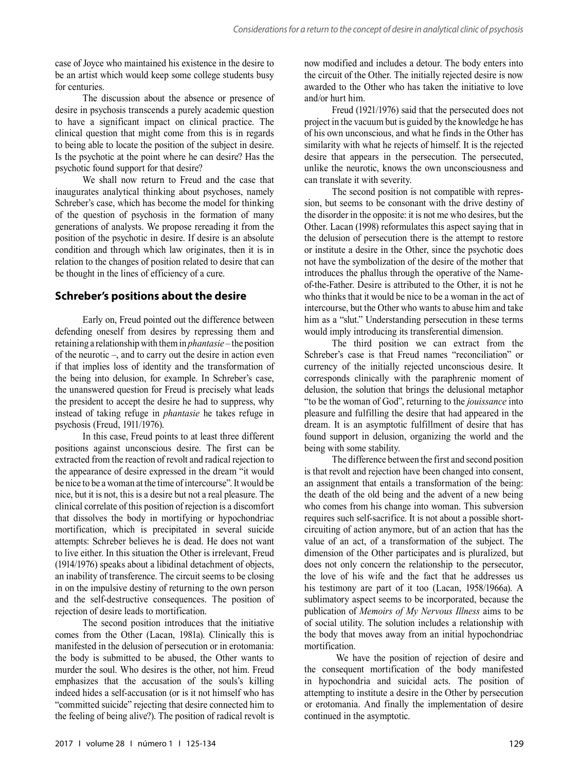case of Joyce who maintained his existence in the desire to be an artist which would keep some college students busy for centuries.

The discussion about the absence or presence of desire in psychosis transcends a purely academic question to have a significant impact on clinical practice. The clinical question that might come from this is in regards to being able to locate the position of the subject in desire. Is the psychotic at the point where he can desire? Has the psychotic found support for that desire?

We shall now return to Freud and the case that inaugurates analytical thinking about psychoses, namely Schreber's case, which has become the model for thinking of the question of psychosis in the formation of many generations of analysts. We propose rereading it from the position of the psychotic in desire. If desire is an absolute condition and through which law originates, then it is in relation to the changes of position related to desire that can be thought in the lines of efficiency of a cure.

## Schreber's positions about the desire

Early on, Freud pointed out the difference between defending oneself from desires by repressing them and retaining a relationship with them in *phantasie* – the position of the neurotic –, and to carry out the desire in action even if that implies loss of identity and the transformation of the being into delusion, for example. In Schreber's case, the unanswered question for Freud is precisely what leads the president to accept the desire he had to suppress, why instead of taking refuge in *phantasie* he takes refuge in psychosis (Freud, 1911/1976).

In this case, Freud points to at least three different positions against unconscious desire. The first can be extracted from the reaction of revolt and radical rejection to the appearance of desire expressed in the dream "it would be nice to be a woman at the time of intercourse". It would be nice, but it is not, this is a desire but not a real pleasure. The clinical correlate of this position of rejection is a discomfort that dissolves the body in mortifying or hypochondriac mortification, which is precipitated in several suicide attempts: Schreber believes he is dead. He does not want to live either. In this situation the Other is irrelevant, Freud (1914/1976) speaks about a libidinal detachment of objects, an inability of transference. The circuit seems to be closing in on the impulsive destiny of returning to the own person and the self-destructive consequences. The position of rejection of desire leads to mortification.

The second position introduces that the initiative comes from the Other (Lacan, 1981a). Clinically this is manifested in the delusion of persecution or in erotomania: the body is submitted to be abused, the Other wants to murder the soul. Who desires is the other, not him. Freud emphasizes that the accusation of the souls's killing indeed hides a self-accusation (or is it not himself who has "committed suicide" rejecting that desire connected him to the feeling of being alive?). The position of radical revolt is now modified and includes a detour. The body enters into the circuit of the Other. The initially rejected desire is now awarded to the Other who has taken the initiative to love and/or hurt him.

Freud (1921/1976) said that the persecuted does not project in the vacuum but is guided by the knowledge he has of his own unconscious, and what he finds in the Other has similarity with what he rejects of himself. It is the rejected desire that appears in the persecution. The persecuted, unlike the neurotic, knows the own unconsciousness and can translate it with severity.

The second position is not compatible with repression, but seems to be consonant with the drive destiny of the disorder in the opposite: it is not me who desires, but the Other. Lacan (1998) reformulates this aspect saying that in the delusion of persecution there is the attempt to restore or institute a desire in the Other, since the psychotic does not have the symbolization of the desire of the mother that introduces the phallus through the operative of the Name-of-the-Father. Desire is attributed to the Other, it is not he who thinks that it would be nice to be a woman in the act of intercourse, but the Other who wants to abuse him and take him as a "slut." Understanding persecution in these terms would imply introducing its transferential dimension.

The third position we can extract from the Schreber's case is that Freud names "reconciliation" or currency of the initially rejected unconscious desire. It corresponds clinically with the paraphrenic moment of delusion, the solution that brings the delusional metaphor "to be the woman of God", returning to the *jouissance* into pleasure and fulfilling the desire that had appeared in the dream. It is an asymptotic fulfillment of desire that has found support in delusion, organizing the world and the being with some stability.

The difference between the first and second position is that revolt and rejection have been changed into consent, an assignment that entails a transformation of the being: the death of the old being and the advent of a new being who comes from his change into woman. This subversion requires such self-sacrifice. It is not about a possible short-circuiting of action anymore, but of an action that has the value of an act, of a transformation of the subject. The dimension of the Other participates and is pluralized, but does not only concern the relationship to the persecutor, the love of his wife and the fact that he addresses us his testimony are part of it too (Lacan, 1958/1966a). A sublimatory aspect seems to be incorporated, because the publication of *Memoirs of My Nervous Illness* aims to be of social utility. The solution includes a relationship with the body that moves away from an initial hypochondriac mortification.

We have the position of rejection of desire and the consequent mortification of the body manifested in hypochondria and suicidal acts. The position of attempting to institute a desire in the Other by persecution or erotomania. And finally the implementation of desire continued in the asymptotic.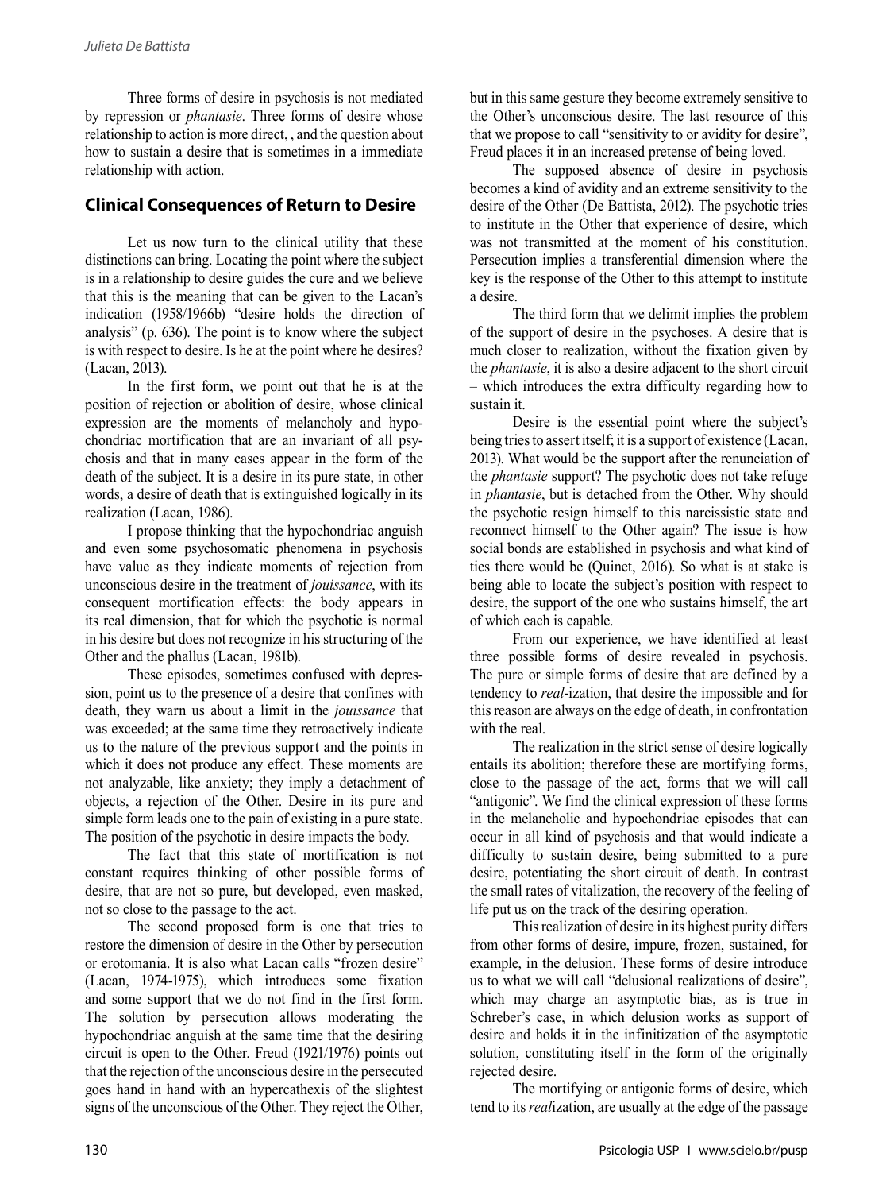Three forms of desire in psychosis is not mediated by repression or *phantasie*. Three forms of desire whose relationship to action is more direct, , and the question about how to sustain a desire that is sometimes in a immediate relationship with action.

## Clinical Consequences of Return to Desire

Let us now turn to the clinical utility that these distinctions can bring. Locating the point where the subject is in a relationship to desire guides the cure and we believe that this is the meaning that can be given to the Lacan's indication (1958/1966b) "desire holds the direction of analysis" (p. 636). The point is to know where the subject is with respect to desire. Is he at the point where he desires? (Lacan, 2013).

In the first form, we point out that he is at the position of rejection or abolition of desire, whose clinical expression are the moments of melancholy and hypochondriac mortification that are an invariant of all psychosis and that in many cases appear in the form of the death of the subject. It is a desire in its pure state, in other words, a desire of death that is extinguished logically in its realization (Lacan, 1986).

I propose thinking that the hypochondriac anguish and even some psychosomatic phenomena in psychosis have value as they indicate moments of rejection from unconscious desire in the treatment of *jouissance*, with its consequent mortification effects: the body appears in its real dimension, that for which the psychotic is normal in his desire but does not recognize in his structuring of the Other and the phallus (Lacan, 1981b).

These episodes, sometimes confused with depression, point us to the presence of a desire that confines with death, they warn us about a limit in the *jouissance* that was exceeded; at the same time they retroactively indicate us to the nature of the previous support and the points in which it does not produce any effect. These moments are not analyzable, like anxiety; they imply a detachment of objects, a rejection of the Other. Desire in its pure and simple form leads one to the pain of existing in a pure state. The position of the psychotic in desire impacts the body.

The fact that this state of mortification is not constant requires thinking of other possible forms of desire, that are not so pure, but developed, even masked, not so close to the passage to the act.

The second proposed form is one that tries to restore the dimension of desire in the Other by persecution or erotomania. It is also what Lacan calls "frozen desire" (Lacan, 1974-1975), which introduces some fixation and some support that we do not find in the first form. The solution by persecution allows moderating the hypochondriac anguish at the same time that the desiring circuit is open to the Other. Freud (1921/1976) points out that the rejection of the unconscious desire in the persecuted goes hand in hand with an hypercathexis of the slightest signs of the unconscious of the Other. They reject the Other, but in this same gesture they become extremely sensitive to the Other's unconscious desire. The last resource of this that we propose to call "sensitivity to or avidity for desire", Freud places it in an increased pretense of being loved.

The supposed absence of desire in psychosis becomes a kind of avidity and an extreme sensitivity to the desire of the Other (De Battista, 2012). The psychotic tries to institute in the Other that experience of desire, which was not transmitted at the moment of his constitution. Persecution implies a transferential dimension where the key is the response of the Other to this attempt to institute a desire.

The third form that we delimit implies the problem of the support of desire in the psychoses. A desire that is much closer to realization, without the fixation given by the *phantasie*, it is also a desire adjacent to the short circuit – which introduces the extra difficulty regarding how to sustain it.

Desire is the essential point where the subject's being tries to assert itself; it is a support of existence (Lacan, 2013). What would be the support after the renunciation of the *phantasie* support? The psychotic does not take refuge in *phantasie*, but is detached from the Other. Why should the psychotic resign himself to this narcissistic state and reconnect himself to the Other again? The issue is how social bonds are established in psychosis and what kind of ties there would be (Quinet, 2016). So what is at stake is being able to locate the subject's position with respect to desire, the support of the one who sustains himself, the art of which each is capable.

From our experience, we have identified at least three possible forms of desire revealed in psychosis. The pure or simple forms of desire that are defined by a tendency to *real*-ization, that desire the impossible and for this reason are always on the edge of death, in confrontation with the real.

The realization in the strict sense of desire logically entails its abolition; therefore these are mortifying forms, close to the passage of the act, forms that we will call "antigonic". We find the clinical expression of these forms in the melancholic and hypochondriac episodes that can occur in all kind of psychosis and that would indicate a difficulty to sustain desire, being submitted to a pure desire, potentiating the short circuit of death. In contrast the small rates of vitalization, the recovery of the feeling of life put us on the track of the desiring operation.

This realization of desire in its highest purity differs from other forms of desire, impure, frozen, sustained, for example, in the delusion. These forms of desire introduce us to what we will call "delusional realizations of desire", which may charge an asymptotic bias, as is true in Schreber's case, in which delusion works as support of desire and holds it in the infinitization of the asymptotic solution, constituting itself in the form of the originally rejected desire.

The mortifying or antigonic forms of desire, which tend to its *real*ization, are usually at the edge of the passage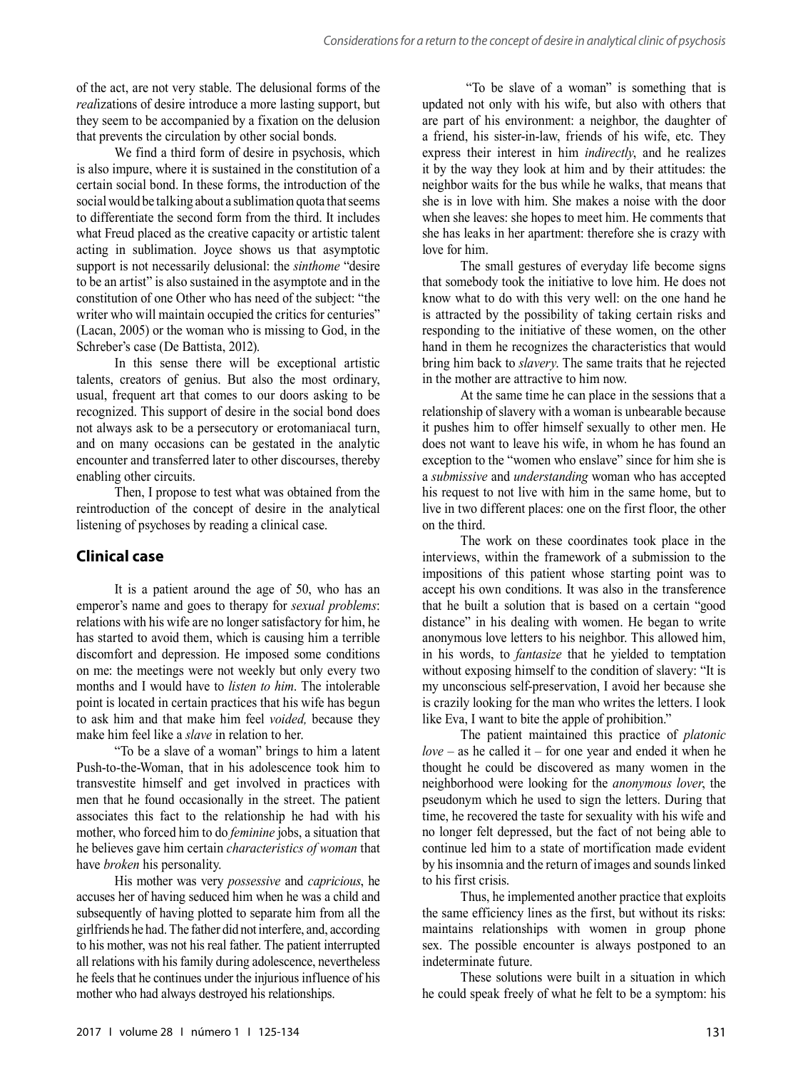of the act, are not very stable. The delusional forms of the *real*izations of desire introduce a more lasting support, but they seem to be accompanied by a fixation on the delusion that prevents the circulation by other social bonds.

We find a third form of desire in psychosis, which is also impure, where it is sustained in the constitution of a certain social bond. In these forms, the introduction of the social would be talking about a sublimation quota that seems to differentiate the second form from the third. It includes what Freud placed as the creative capacity or artistic talent acting in sublimation. Joyce shows us that asymptotic support is not necessarily delusional: the *sinthome* "desire to be an artist" is also sustained in the asymptote and in the constitution of one Other who has need of the subject: "the writer who will maintain occupied the critics for centuries" (Lacan, 2005) or the woman who is missing to God, in the Schreber's case (De Battista, 2012).

In this sense there will be exceptional artistic talents, creators of genius. But also the most ordinary, usual, frequent art that comes to our doors asking to be recognized. This support of desire in the social bond does not always ask to be a persecutory or erotomaniacal turn, and on many occasions can be gestated in the analytic encounter and transferred later to other discourses, thereby enabling other circuits.

Then, I propose to test what was obtained from the reintroduction of the concept of desire in the analytical listening of psychoses by reading a clinical case.

## Clinical case

It is a patient around the age of 50, who has an emperor's name and goes to therapy for *sexual problems*: relations with his wife are no longer satisfactory for him, he has started to avoid them, which is causing him a terrible discomfort and depression. He imposed some conditions on me: the meetings were not weekly but only every two months and I would have to *listen to him*. The intolerable point is located in certain practices that his wife has begun to ask him and that make him feel *voided,* because they make him feel like a *slave* in relation to her.

"To be a slave of a woman" brings to him a latent Push-to-the-Woman, that in his adolescence took him to transvestite himself and get involved in practices with men that he found occasionally in the street. The patient associates this fact to the relationship he had with his mother, who forced him to do *feminine* jobs, a situation that he believes gave him certain *characteristics of woman* that have *broken* his personality.

His mother was very *possessive* and *capricious*, he accuses her of having seduced him when he was a child and subsequently of having plotted to separate him from all the girlfriends he had. The father did not interfere, and, according to his mother, was not his real father. The patient interrupted all relations with his family during adolescence, nevertheless he feels that he continues under the injurious influence of his mother who had always destroyed his relationships.

"To be slave of a woman" is something that is updated not only with his wife, but also with others that are part of his environment: a neighbor, the daughter of a friend, his sister-in-law, friends of his wife, etc. They express their interest in him *indirectly*, and he realizes it by the way they look at him and by their attitudes: the neighbor waits for the bus while he walks, that means that she is in love with him. She makes a noise with the door when she leaves: she hopes to meet him. He comments that she has leaks in her apartment: therefore she is crazy with love for him.

The small gestures of everyday life become signs that somebody took the initiative to love him. He does not know what to do with this very well: on the one hand he is attracted by the possibility of taking certain risks and responding to the initiative of these women, on the other hand in them he recognizes the characteristics that would bring him back to *slavery*. The same traits that he rejected in the mother are attractive to him now.

At the same time he can place in the sessions that a relationship of slavery with a woman is unbearable because it pushes him to offer himself sexually to other men. He does not want to leave his wife, in whom he has found an exception to the "women who enslave" since for him she is a *submissive* and *understanding* woman who has accepted his request to not live with him in the same home, but to live in two different places: one on the first floor, the other on the third.

The work on these coordinates took place in the interviews, within the framework of a submission to the impositions of this patient whose starting point was to accept his own conditions. It was also in the transference that he built a solution that is based on a certain "good distance" in his dealing with women. He began to write anonymous love letters to his neighbor. This allowed him, in his words, to *fantasize* that he yielded to temptation without exposing himself to the condition of slavery: "It is my unconscious self-preservation, I avoid her because she is crazily looking for the man who writes the letters. I look like Eva, I want to bite the apple of prohibition."

The patient maintained this practice of *platonic love* – as he called it – for one year and ended it when he thought he could be discovered as many women in the neighborhood were looking for the *anonymous lover*, the pseudonym which he used to sign the letters. During that time, he recovered the taste for sexuality with his wife and no longer felt depressed, but the fact of not being able to continue led him to a state of mortification made evident by his insomnia and the return of images and sounds linked to his first crisis.

Thus, he implemented another practice that exploits the same efficiency lines as the first, but without its risks: maintains relationships with women in group phone sex. The possible encounter is always postponed to an indeterminate future.

These solutions were built in a situation in which he could speak freely of what he felt to be a symptom: his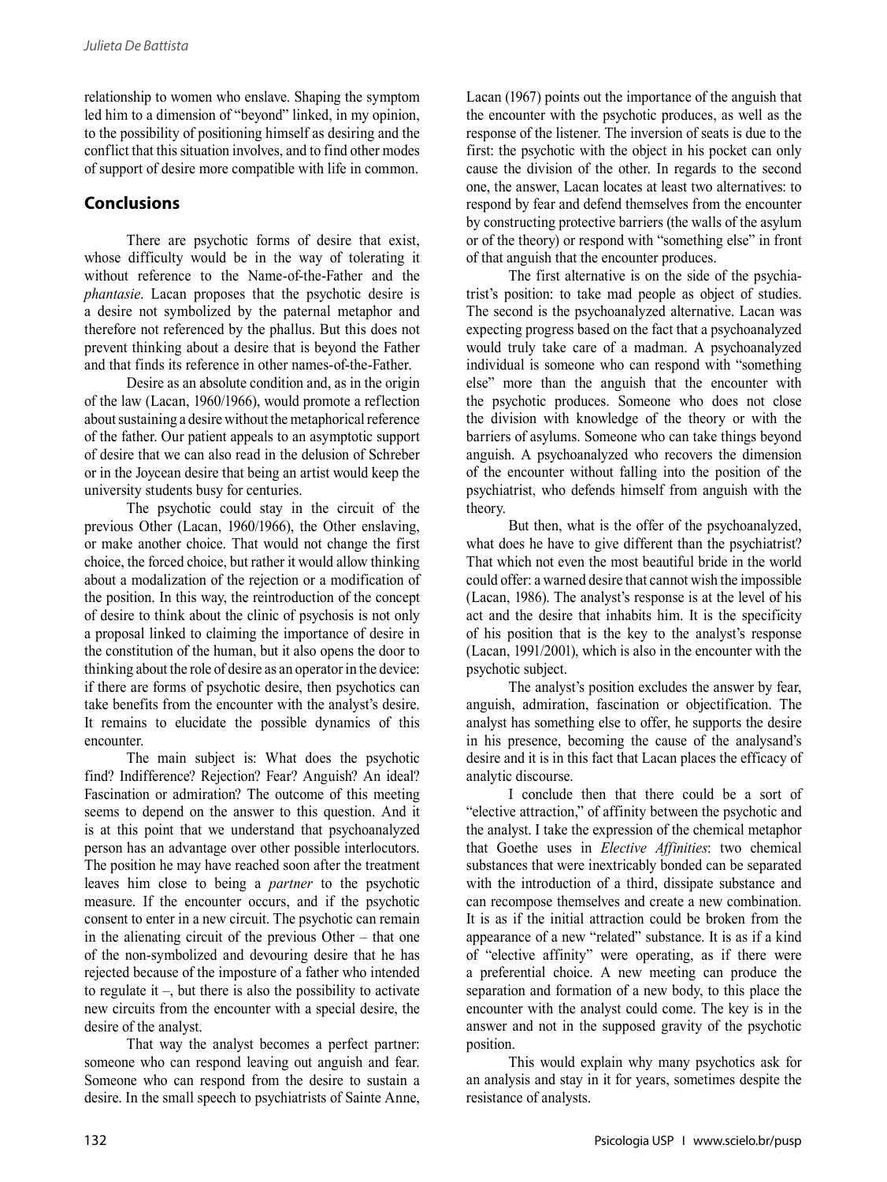relationship to women who enslave. Shaping the symptom led him to a dimension of "beyond" linked, in my opinion, to the possibility of positioning himself as desiring and the conflict that this situation involves, and to find other modes of support of desire more compatible with life in common.

## Conclusions

There are psychotic forms of desire that exist, whose difficulty would be in the way of tolerating it without reference to the Name-of-the-Father and the *phantasie*. Lacan proposes that the psychotic desire is a desire not symbolized by the paternal metaphor and therefore not referenced by the phallus. But this does not prevent thinking about a desire that is beyond the Father and that finds its reference in other names-of-the-Father.

Desire as an absolute condition and, as in the origin of the law (Lacan, 1960/1966), would promote a reflection about sustaining a desire without the metaphorical reference of the father. Our patient appeals to an asymptotic support of desire that we can also read in the delusion of Schreber or in the Joycean desire that being an artist would keep the university students busy for centuries.

The psychotic could stay in the circuit of the previous Other (Lacan, 1960/1966), the Other enslaving, or make another choice. That would not change the first choice, the forced choice, but rather it would allow thinking about a modalization of the rejection or a modification of the position. In this way, the reintroduction of the concept of desire to think about the clinic of psychosis is not only a proposal linked to claiming the importance of desire in the constitution of the human, but it also opens the door to thinking about the role of desire as an operator in the device: if there are forms of psychotic desire, then psychotics can take benefits from the encounter with the analyst's desire. It remains to elucidate the possible dynamics of this encounter.

The main subject is: What does the psychotic find? Indifference? Rejection? Fear? Anguish? An ideal? Fascination or admiration? The outcome of this meeting seems to depend on the answer to this question. And it is at this point that we understand that psychoanalyzed person has an advantage over other possible interlocutors. The position he may have reached soon after the treatment leaves him close to being a *partner* to the psychotic measure. If the encounter occurs, and if the psychotic consent to enter in a new circuit. The psychotic can remain in the alienating circuit of the previous Other – that one of the non-symbolized and devouring desire that he has rejected because of the imposture of a father who intended to regulate it –, but there is also the possibility to activate new circuits from the encounter with a special desire, the desire of the analyst.

That way the analyst becomes a perfect partner: someone who can respond leaving out anguish and fear. Someone who can respond from the desire to sustain a desire. In the small speech to psychiatrists of Sainte Anne, Lacan (1967) points out the importance of the anguish that the encounter with the psychotic produces, as well as the response of the listener. The inversion of seats is due to the first: the psychotic with the object in his pocket can only cause the division of the other. In regards to the second one, the answer, Lacan locates at least two alternatives: to respond by fear and defend themselves from the encounter by constructing protective barriers (the walls of the asylum or of the theory) or respond with "something else" in front of that anguish that the encounter produces.

The first alternative is on the side of the psychiatrist's position: to take mad people as object of studies. The second is the psychoanalyzed alternative. Lacan was expecting progress based on the fact that a psychoanalyzed would truly take care of a madman. A psychoanalyzed individual is someone who can respond with "something else" more than the anguish that the encounter with the psychotic produces. Someone who does not close the division with knowledge of the theory or with the barriers of asylums. Someone who can take things beyond anguish. A psychoanalyzed who recovers the dimension of the encounter without falling into the position of the psychiatrist, who defends himself from anguish with the theory.

But then, what is the offer of the psychoanalyzed, what does he have to give different than the psychiatrist? That which not even the most beautiful bride in the world could offer: a warned desire that cannot wish the impossible (Lacan, 1986). The analyst's response is at the level of his act and the desire that inhabits him. It is the specificity of his position that is the key to the analyst's response (Lacan, 1991/2001), which is also in the encounter with the psychotic subject.

The analyst's position excludes the answer by fear, anguish, admiration, fascination or objectification. The analyst has something else to offer, he supports the desire in his presence, becoming the cause of the analysand's desire and it is in this fact that Lacan places the efficacy of analytic discourse.

I conclude then that there could be a sort of "elective attraction," of affinity between the psychotic and the analyst. I take the expression of the chemical metaphor that Goethe uses in *Elective Affinities*: two chemical substances that were inextricably bonded can be separated with the introduction of a third, dissipate substance and can recompose themselves and create a new combination. It is as if the initial attraction could be broken from the appearance of a new "related" substance. It is as if a kind of "elective affinity" were operating, as if there were a preferential choice. A new meeting can produce the separation and formation of a new body, to this place the encounter with the analyst could come. The key is in the answer and not in the supposed gravity of the psychotic position.

This would explain why many psychotics ask for an analysis and stay in it for years, sometimes despite the resistance of analysts.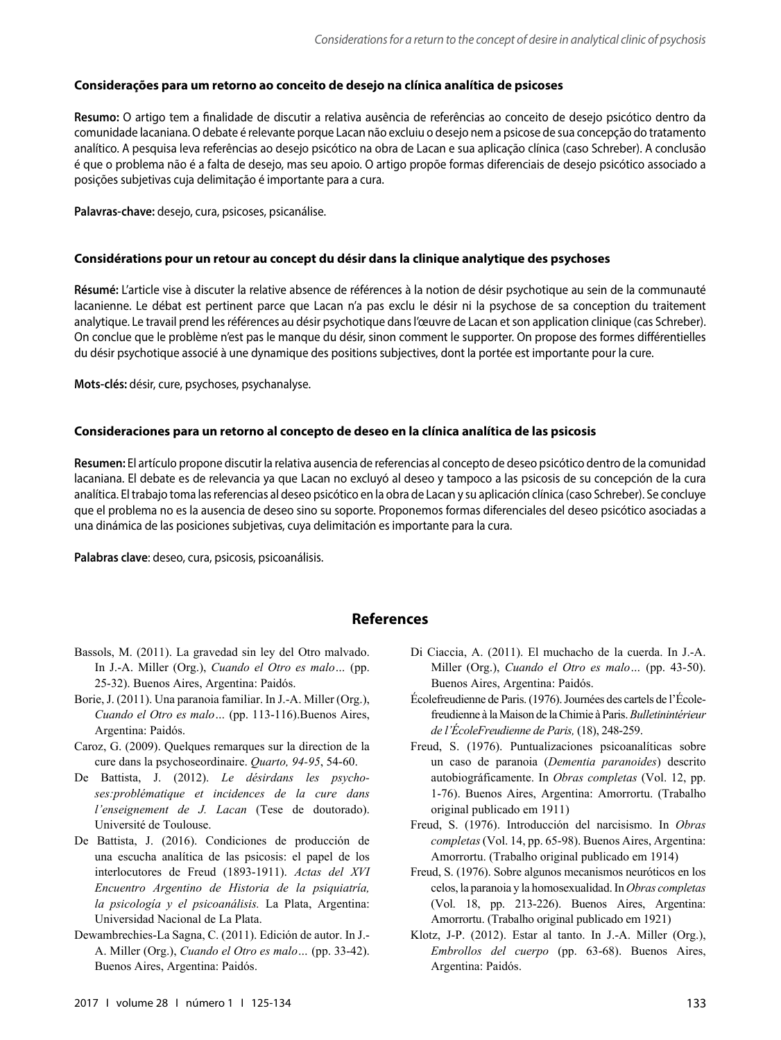**Considerações para um retorno ao conceito de desejo na clínica analítica de psicoses**

**Resumo:** O artigo tem a finalidade de discutir a relativa ausência de referências ao conceito de desejo psicótico dentro da comunidade lacaniana. O debate é relevante porque Lacan não excluiu o desejo nem a psicose de sua concepção do tratamento analítico. A pesquisa leva referências ao desejo psicótico na obra de Lacan e sua aplicação clínica (caso Schreber). A conclusão é que o problema não é a falta de desejo, mas seu apoio. O artigo propõe formas diferenciais de desejo psicótico associado a posições subjetivas cuja delimitação é importante para a cura.

**Palavras-chave:** desejo, cura, psicoses, psicanálise.

**Considérations pour un retour au concept du désir dans la clinique analytique des psychoses**

**Résumé:** L'article vise à discuter la relative absence de références à la notion de désir psychotique au sein de la communauté lacanienne. Le débat est pertinent parce que Lacan n'a pas exclu le désir ni la psychose de sa conception du traitement analytique. Le travail prend les références au désir psychotique dans l'œuvre de Lacan et son application clinique (cas Schreber). On conclue que le problème n'est pas le manque du désir, sinon comment le supporter. On propose des formes différentielles du désir psychotique associé à une dynamique des positions subjectives, dont la portée est importante pour la cure.

**Mots-clés:** désir, cure, psychoses, psychanalyse.

**Consideraciones para un retorno al concepto de deseo en la clínica analítica de las psicosis**

**Resumen:** El artículo propone discutir la relativa ausencia de referencias al concepto de deseo psicótico dentro de la comunidad lacaniana. El debate es de relevancia ya que Lacan no excluyó al deseo y tampoco a las psicosis de su concepción de la cura analítica. El trabajo toma las referencias al deseo psicótico en la obra de Lacan y su aplicación clínica (caso Schreber). Se concluye que el problema no es la ausencia de deseo sino su soporte. Proponemos formas diferenciales del deseo psicótico asociadas a una dinámica de las posiciones subjetivas, cuya delimitación es importante para la cura.

**Palabras clave**: deseo, cura, psicosis, psicoanálisis.

## References

Bassols, M. (2011). La gravedad sin ley del Otro malvado. In J.-A. Miller (Org.), *Cuando el Otro es malo…* (pp. 25-32). Buenos Aires, Argentina: Paidós.

Borie, J. (2011). Una paranoia familiar. In J.-A. Miller (Org.), *Cuando el Otro es malo…* (pp. 113-116).Buenos Aires, Argentina: Paidós.

Caroz, G. (2009). Quelques remarques sur la direction de la cure dans la psychoseordinaire. *Quarto, 94-95*, 54-60.

De Battista, J. (2012). *Le désirdans les psychoses:problématique et incidences de la cure dans l'enseignement de J. Lacan* (Tese de doutorado). Université de Toulouse.

De Battista, J. (2016). Condiciones de producción de una escucha analítica de las psicosis: el papel de los interlocutores de Freud (1893-1911). *Actas del XVI Encuentro Argentino de Historia de la psiquiatría, la psicología y el psicoanálisis.* La Plata, Argentina: Universidad Nacional de La Plata.

Dewambrechies-La Sagna, C. (2011). Edición de autor. In J.-A. Miller (Org.), *Cuando el Otro es malo…* (pp. 33-42). Buenos Aires, Argentina: Paidós.

Di Ciaccia, A. (2011). El muchacho de la cuerda. In J.-A. Miller (Org.), *Cuando el Otro es malo…* (pp. 43-50). Buenos Aires, Argentina: Paidós.

Écolefreudienne de Paris. (1976). Journées des cartels de l'École-freudienne à la Maison de la Chimie à Paris. *Bulletinintérieur de l'ÉcoleFreudienne de Paris,* (18), 248-259.

Freud, S. (1976). Puntualizaciones psicoanalíticas sobre un caso de paranoia (*Dementia paranoides*) descrito autobiográficamente. In *Obras completas* (Vol. 12, pp. 1-76). Buenos Aires, Argentina: Amorrortu. (Trabalho original publicado em 1911)

Freud, S. (1976). Introducción del narcisismo. In *Obras completas* (Vol. 14, pp. 65-98). Buenos Aires, Argentina: Amorrortu. (Trabalho original publicado em 1914)

Freud, S. (1976). Sobre algunos mecanismos neuróticos en los celos, la paranoia y la homosexualidad. In *Obras completas* (Vol. 18, pp. 213-226). Buenos Aires, Argentina: Amorrortu. (Trabalho original publicado em 1921)

Klotz, J-P. (2012). Estar al tanto. In J.-A. Miller (Org.), *Embrollos del cuerpo* (pp. 63-68). Buenos Aires, Argentina: Paidós.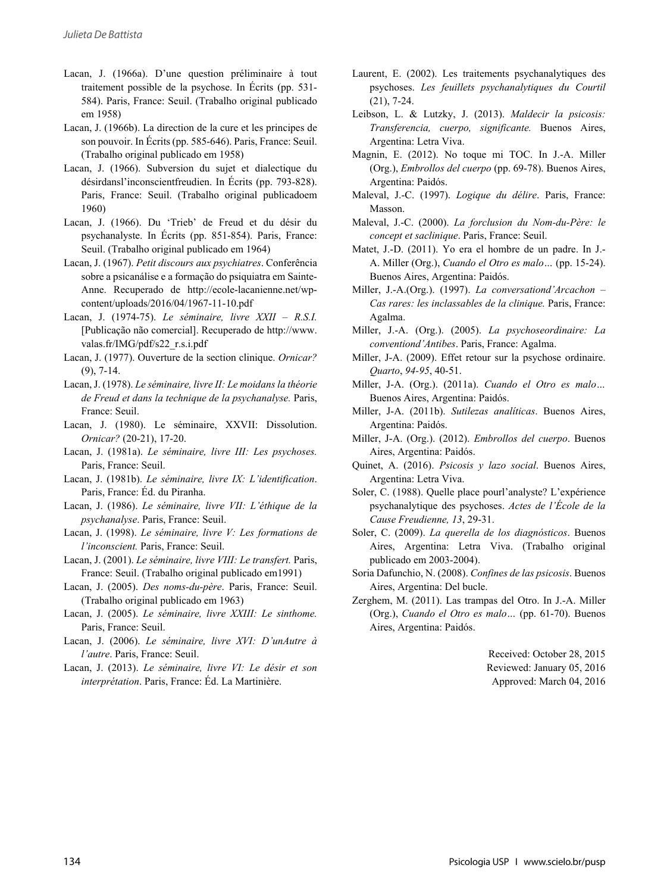Lacan, J. (1966a). D'une question préliminaire à tout traitement possible de la psychose. In Écrits (pp. 531-584). Paris, France: Seuil. (Trabalho original publicado em 1958)

Lacan, J. (1966b). La direction de la cure et les principes de son pouvoir. In Écrits (pp. 585-646). Paris, France: Seuil. (Trabalho original publicado em 1958)

Lacan, J. (1966). Subversion du sujet et dialectique du désirdansl'inconscientfreudien. In Écrits (pp. 793-828). Paris, France: Seuil. (Trabalho original publicadoem 1960)

Lacan, J. (1966). Du 'Trieb' de Freud et du désir du psychanalyste. In Écrits (pp. 851-854). Paris, France: Seuil. (Trabalho original publicado em 1964)

Lacan, J. (1967). *Petit discours aux psychiatres*. Conferência sobre a psicanálise e a formação do psiquiatra em Sainte-Anne. Recuperado de http://ecole-lacanienne.net/wp-content/uploads/2016/04/1967-11-10.pdf

Lacan, J. (1974-75). *Le séminaire, livre XXII – R.S.I.* [Publicação não comercial]. Recuperado de http://www.valas.fr/IMG/pdf/s22_r.s.i.pdf

Lacan, J. (1977). Ouverture de la section clinique. *Ornicar?* (9), 7-14.

Lacan, J. (1978). *Le séminaire, livre II: Le moidans la théorie de Freud et dans la technique de la psychanalyse.* Paris, France: Seuil.

Lacan, J. (1980). Le séminaire, XXVII: Dissolution. *Ornicar?* (20-21), 17-20.

Lacan, J. (1981a). *Le séminaire, livre III: Les psychoses.* Paris, France: Seuil.

Lacan, J. (1981b). *Le séminaire, livre IX: L'identification*. Paris, France: Éd. du Piranha.

Lacan, J. (1986). *Le séminaire, livre VII: L'éthique de la psychanalyse*. Paris, France: Seuil.

Lacan, J. (1998). *Le séminaire, livre V: Les formations de l'inconscient.* Paris, France: Seuil.

Lacan, J. (2001). *Le séminaire, livre VIII: Le transfert.* Paris, France: Seuil. (Trabalho original publicado em1991)

Lacan, J. (2005). *Des noms-du-père*. Paris, France: Seuil. (Trabalho original publicado em 1963)

Lacan, J. (2005). *Le séminaire, livre XXIII: Le sinthome.* Paris, France: Seuil.

Lacan, J. (2006). *Le séminaire, livre XVI: D'unAutre à l'autre*. Paris, France: Seuil.

Lacan, J. (2013). *Le séminaire, livre VI: Le désir et son interprétation*. Paris, France: Éd. La Martinière.

Laurent, E. (2002). Les traitements psychanalytiques des psychoses. *Les feuillets psychanalytiques du Courtil* (21), 7-24.

Leibson, L. & Lutzky, J. (2013). *Maldecir la psicosis: Transferencia, cuerpo, significante.* Buenos Aires, Argentina: Letra Viva.

Magnin, E. (2012). No toque mi TOC. In J.-A. Miller (Org.), *Embrollos del cuerpo* (pp. 69-78). Buenos Aires, Argentina: Paidós.

Maleval, J.-C. (1997). *Logique du délire*. Paris, France: Masson.

Maleval, J.-C. (2000). *La forclusion du Nom-du-Père: le concept et saclinique*. Paris, France: Seuil.

Matet, J.-D. (2011). Yo era el hombre de un padre. In J.-A. Miller (Org.), *Cuando el Otro es malo…* (pp. 15-24). Buenos Aires, Argentina: Paidós.

Miller, J.-A.(Org.). (1997). *La conversationd'Arcachon – Cas rares: les inclassables de la clinique.* Paris, France: Agalma.

Miller, J.-A. (Org.). (2005). *La psychoseordinaire: La conventiond'Antibes*. Paris, France: Agalma.

Miller, J-A. (2009). Effet retour sur la psychose ordinaire. *Quarto*, *94-95*, 40-51.

Miller, J-A. (Org.). (2011a). *Cuando el Otro es malo…* Buenos Aires, Argentina: Paidós.

Miller, J-A. (2011b). *Sutilezas analíticas*. Buenos Aires, Argentina: Paidós.

Miller, J-A. (Org.). (2012). *Embrollos del cuerpo*. Buenos Aires, Argentina: Paidós.

Quinet, A. (2016). *Psicosis y lazo social*. Buenos Aires, Argentina: Letra Viva.

Soler, C. (1988). Quelle place pourl'analyste? L'expérience psychanalytique des psychoses. *Actes de l'École de la Cause Freudienne, 13*, 29-31.

Soler, C. (2009). *La querella de los diagnósticos*. Buenos Aires, Argentina: Letra Viva. (Trabalho original publicado em 2003-2004).

Soria Dafunchio, N. (2008). *Confines de las psicosis*. Buenos Aires, Argentina: Del bucle.

Zerghem, M. (2011). Las trampas del Otro. In J.-A. Miller (Org.), *Cuando el Otro es malo…* (pp. 61-70). Buenos Aires, Argentina: Paidós.

Received: October 28, 2015
Reviewed: January 05, 2016
Approved: March 04, 2016